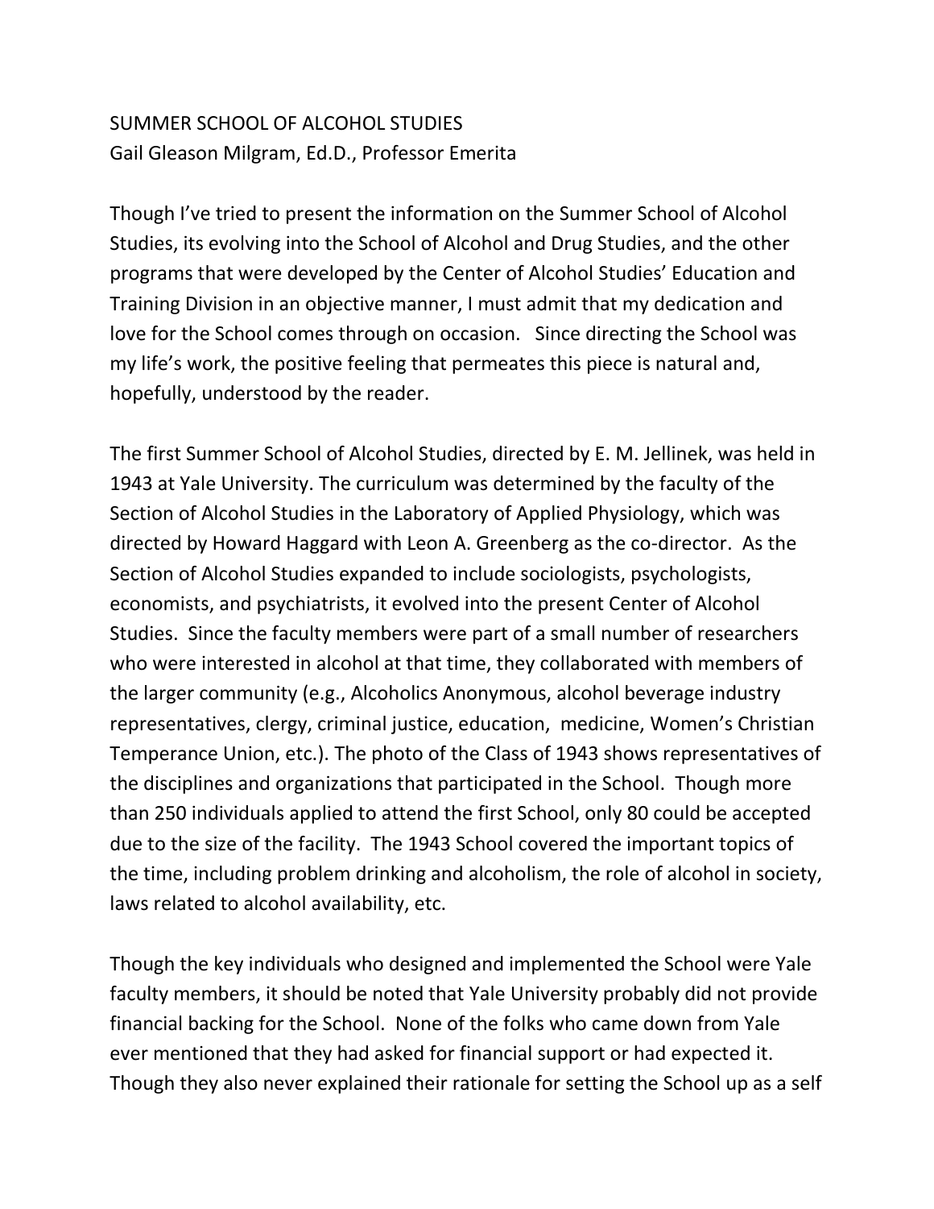# SUMMER SCHOOL OF ALCOHOL STUDIES

Gail Gleason Milgram, Ed.D., Professor Emerita

Though I've tried to present the information on the Summer School of Alcohol Studies, its evolving into the School of Alcohol and Drug Studies, and the other programs that were developed by the Center of Alcohol Studies' Education and Training Division in an objective manner, I must admit that my dedication and love for the School comes through on occasion. Since directing the School was my life's work, the positive feeling that permeates this piece is natural and, hopefully, understood by the reader.

The first Summer School of Alcohol Studies, directed by E. M. Jellinek, was held in 1943 at Yale University. The curriculum was determined by the faculty of the Section of Alcohol Studies in the Laboratory of Applied Physiology, which was directed by Howard Haggard with Leon A. Greenberg as the co-director. As the Section of Alcohol Studies expanded to include sociologists, psychologists, economists, and psychiatrists, it evolved into the present Center of Alcohol Studies. Since the faculty members were part of a small number of researchers who were interested in alcohol at that time, they collaborated with members of the larger community (e.g., Alcoholics Anonymous, alcohol beverage industry representatives, clergy, criminal justice, education, medicine, Women's Christian Temperance Union, etc.). The photo of the Class of 1943 shows representatives of the disciplines and organizations that participated in the School. Though more than 250 individuals applied to attend the first School, only 80 could be accepted due to the size of the facility. The 1943 School covered the important topics of the time, including problem drinking and alcoholism, the role of alcohol in society, laws related to alcohol availability, etc.

Though the key individuals who designed and implemented the School were Yale faculty members, it should be noted that Yale University probably did not provide financial backing for the School. None of the folks who came down from Yale ever mentioned that they had asked for financial support or had expected it. Though they also never explained their rationale for setting the School up as a self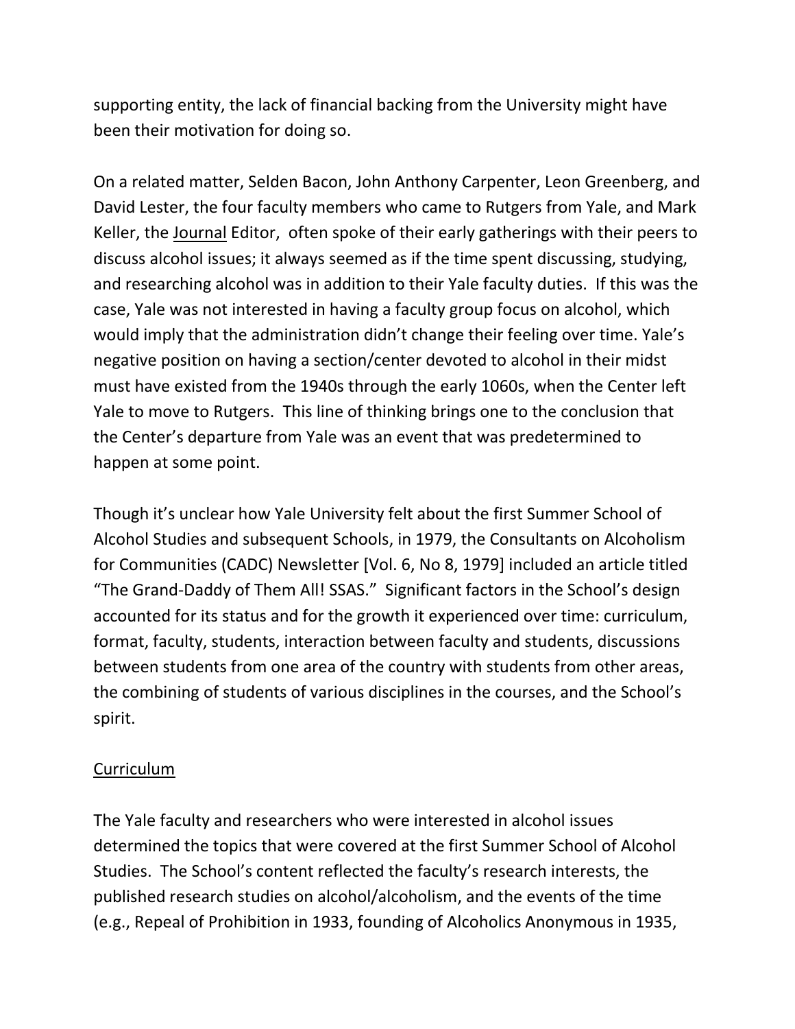supporting entity, the lack of financial backing from the University might have been their motivation for doing so.

On a related matter, Selden Bacon, John Anthony Carpenter, Leon Greenberg, and David Lester, the four faculty members who came to Rutgers from Yale, and Mark Keller, the Journal Editor, often spoke of their early gatherings with their peers to discuss alcohol issues; it always seemed as if the time spent discussing, studying, and researching alcohol was in addition to their Yale faculty duties. If this was the case, Yale was not interested in having a faculty group focus on alcohol, which would imply that the administration didn't change their feeling over time. Yale's negative position on having a section/center devoted to alcohol in their midst must have existed from the 1940s through the early 1060s, when the Center left Yale to move to Rutgers. This line of thinking brings one to the conclusion that the Center's departure from Yale was an event that was predetermined to happen at some point.

Though it's unclear how Yale University felt about the first Summer School of Alcohol Studies and subsequent Schools, in 1979, the Consultants on Alcoholism for Communities (CADC) Newsletter [Vol. 6, No 8, 1979] included an article titled "The Grand-Daddy of Them All! SSAS." Significant factors in the School's design accounted for its status and for the growth it experienced over time: curriculum, format, faculty, students, interaction between faculty and students, discussions between students from one area of the country with students from other areas, the combining of students of various disciplines in the courses, and the School's spirit.

## Curriculum

The Yale faculty and researchers who were interested in alcohol issues determined the topics that were covered at the first Summer School of Alcohol Studies. The School's content reflected the faculty's research interests, the published research studies on alcohol/alcoholism, and the events of the time (e.g., Repeal of Prohibition in 1933, founding of Alcoholics Anonymous in 1935,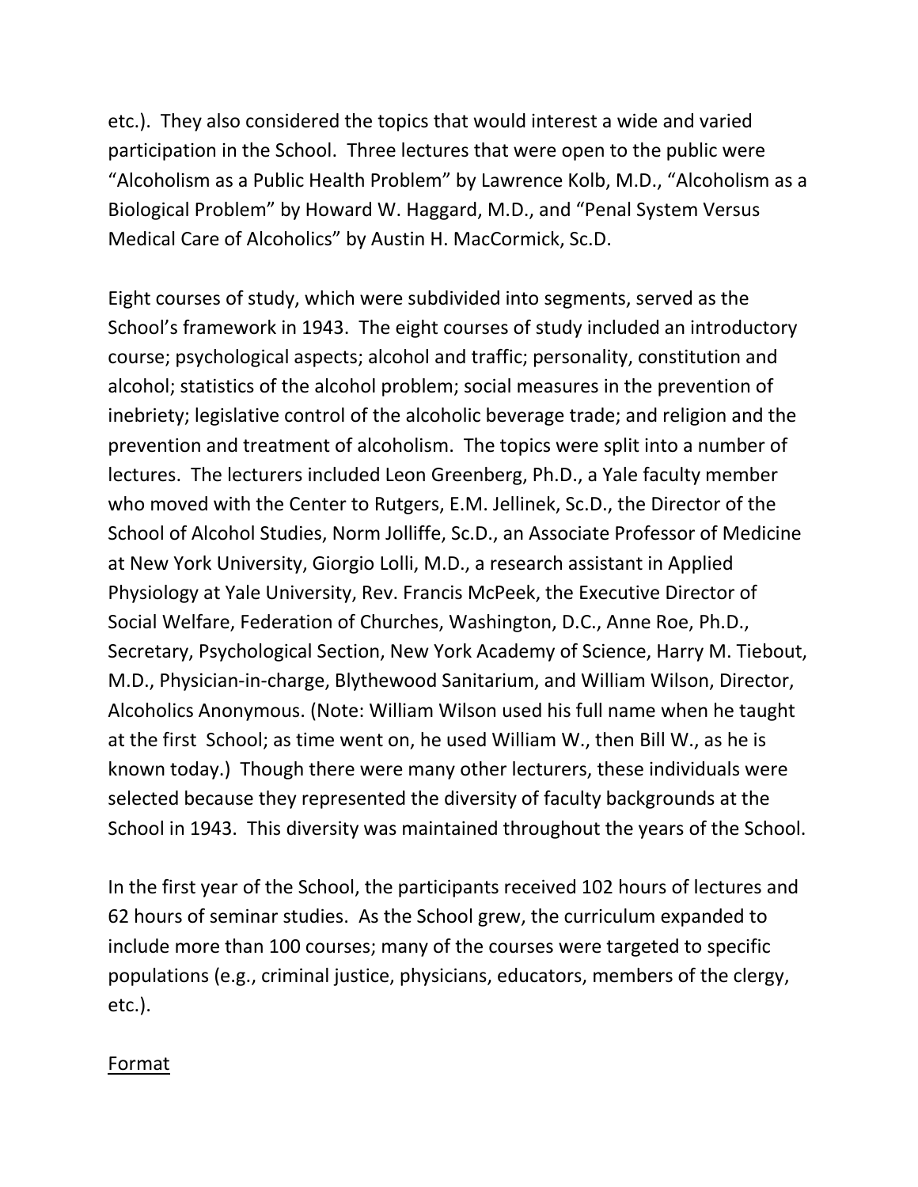etc.). They also considered the topics that would interest a wide and varied participation in the School. Three lectures that were open to the public were "Alcoholism as a Public Health Problem" by Lawrence Kolb, M.D., "Alcoholism as a Biological Problem" by Howard W. Haggard, M.D., and "Penal System Versus Medical Care of Alcoholics" by Austin H. MacCormick, Sc.D.

Eight courses of study, which were subdivided into segments, served as the School's framework in 1943. The eight courses of study included an introductory course; psychological aspects; alcohol and traffic; personality, constitution and alcohol; statistics of the alcohol problem; social measures in the prevention of inebriety; legislative control of the alcoholic beverage trade; and religion and the prevention and treatment of alcoholism. The topics were split into a number of lectures. The lecturers included Leon Greenberg, Ph.D., a Yale faculty member who moved with the Center to Rutgers, E.M. Jellinek, Sc.D., the Director of the School of Alcohol Studies, Norm Jolliffe, Sc.D., an Associate Professor of Medicine at New York University, Giorgio Lolli, M.D., a research assistant in Applied Physiology at Yale University, Rev. Francis McPeek, the Executive Director of Social Welfare, Federation of Churches, Washington, D.C., Anne Roe, Ph.D., Secretary, Psychological Section, New York Academy of Science, Harry M. Tiebout, M.D., Physician-in-charge, Blythewood Sanitarium, and William Wilson, Director, Alcoholics Anonymous. (Note: William Wilson used his full name when he taught at the first School; as time went on, he used William W., then Bill W., as he is known today.) Though there were many other lecturers, these individuals were selected because they represented the diversity of faculty backgrounds at the School in 1943. This diversity was maintained throughout the years of the School.

In the first year of the School, the participants received 102 hours of lectures and 62 hours of seminar studies. As the School grew, the curriculum expanded to include more than 100 courses; many of the courses were targeted to specific populations (e.g., criminal justice, physicians, educators, members of the clergy, etc.).

## Format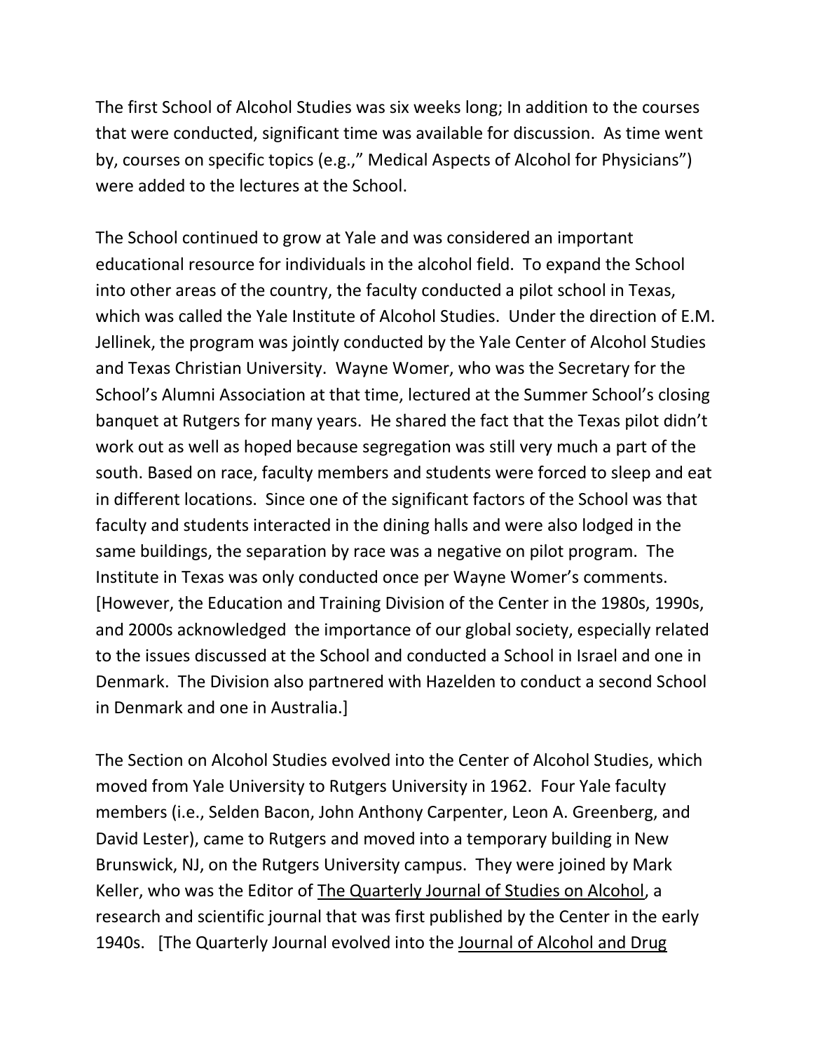The first School of Alcohol Studies was six weeks long; In addition to the courses that were conducted, significant time was available for discussion. As time went by, courses on specific topics (e.g.," Medical Aspects of Alcohol for Physicians") were added to the lectures at the School.

The School continued to grow at Yale and was considered an important educational resource for individuals in the alcohol field. To expand the School into other areas of the country, the faculty conducted a pilot school in Texas, which was called the Yale Institute of Alcohol Studies. Under the direction of E.M. Jellinek, the program was jointly conducted by the Yale Center of Alcohol Studies and Texas Christian University. Wayne Womer, who was the Secretary for the School's Alumni Association at that time, lectured at the Summer School's closing banquet at Rutgers for many years. He shared the fact that the Texas pilot didn't work out as well as hoped because segregation was still very much a part of the south. Based on race, faculty members and students were forced to sleep and eat in different locations. Since one of the significant factors of the School was that faculty and students interacted in the dining halls and were also lodged in the same buildings, the separation by race was a negative on pilot program. The Institute in Texas was only conducted once per Wayne Womer's comments. [However, the Education and Training Division of the Center in the 1980s, 1990s, and 2000s acknowledged the importance of our global society, especially related to the issues discussed at the School and conducted a School in Israel and one in Denmark. The Division also partnered with Hazelden to conduct a second School in Denmark and one in Australia.]

The Section on Alcohol Studies evolved into the Center of Alcohol Studies, which moved from Yale University to Rutgers University in 1962. Four Yale faculty members (i.e., Selden Bacon, John Anthony Carpenter, Leon A. Greenberg, and David Lester), came to Rutgers and moved into a temporary building in New Brunswick, NJ, on the Rutgers University campus. They were joined by Mark Keller, who was the Editor of <u>The Quarterly Journal of Studies on Alcohol</u>, a research and scientific journal that was first published by the Center in the early 1940s. [The Quarterly Journal evolved into the <u>Journal of Alcohol and Drug</u>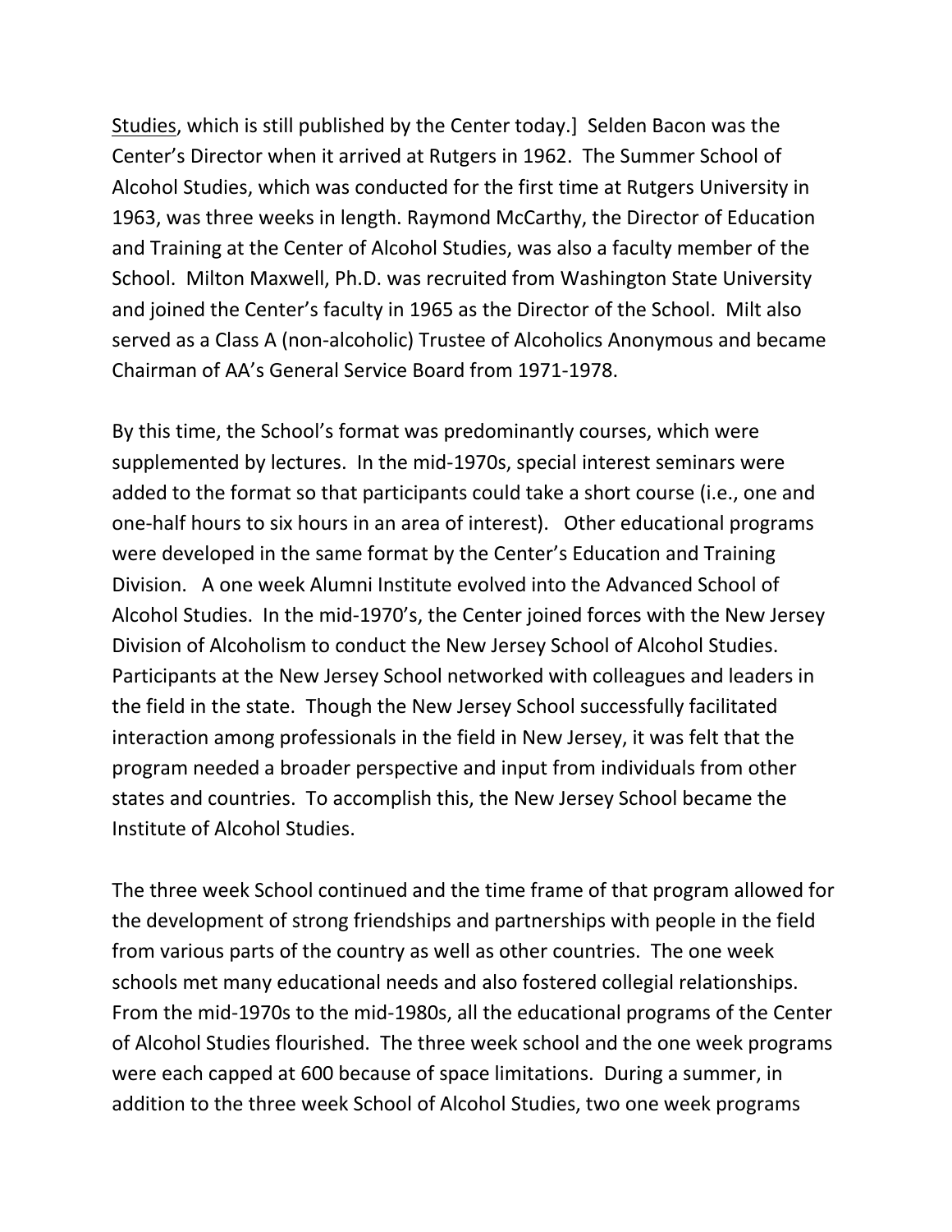Studies, which is still published by the Center today.]  Selden Bacon was the Center's Director when it arrived at Rutgers in 1962.  The Summer School of Alcohol Studies, which was conducted for the first time at Rutgers University in 1963, was three weeks in length. Raymond McCarthy, the Director of Education and Training at the Center of Alcohol Studies, was also a faculty member of the School.  Milton Maxwell, Ph.D. was recruited from Washington State University and joined the Center's faculty in 1965 as the Director of the School.  Milt also served as a Class A (non-alcoholic) Trustee of Alcoholics Anonymous and became Chairman of AA's General Service Board from 1971-1978.

By this time, the School's format was predominantly courses, which were supplemented by lectures.  In the mid-1970s, special interest seminars were added to the format so that participants could take a short course (i.e., one and one-half hours to six hours in an area of interest).   Other educational programs were developed in the same format by the Center's Education and Training Division.   A one week Alumni Institute evolved into the Advanced School of Alcohol Studies.  In the mid-1970's, the Center joined forces with the New Jersey Division of Alcoholism to conduct the New Jersey School of Alcohol Studies. Participants at the New Jersey School networked with colleagues and leaders in the field in the state.  Though the New Jersey School successfully facilitated interaction among professionals in the field in New Jersey, it was felt that the program needed a broader perspective and input from individuals from other states and countries.  To accomplish this, the New Jersey School became the Institute of Alcohol Studies.

The three week School continued and the time frame of that program allowed for the development of strong friendships and partnerships with people in the field from various parts of the country as well as other countries.  The one week schools met many educational needs and also fostered collegial relationships. From the mid-1970s to the mid-1980s, all the educational programs of the Center of Alcohol Studies flourished.  The three week school and the one week programs were each capped at 600 because of space limitations.  During a summer, in addition to the three week School of Alcohol Studies, two one week programs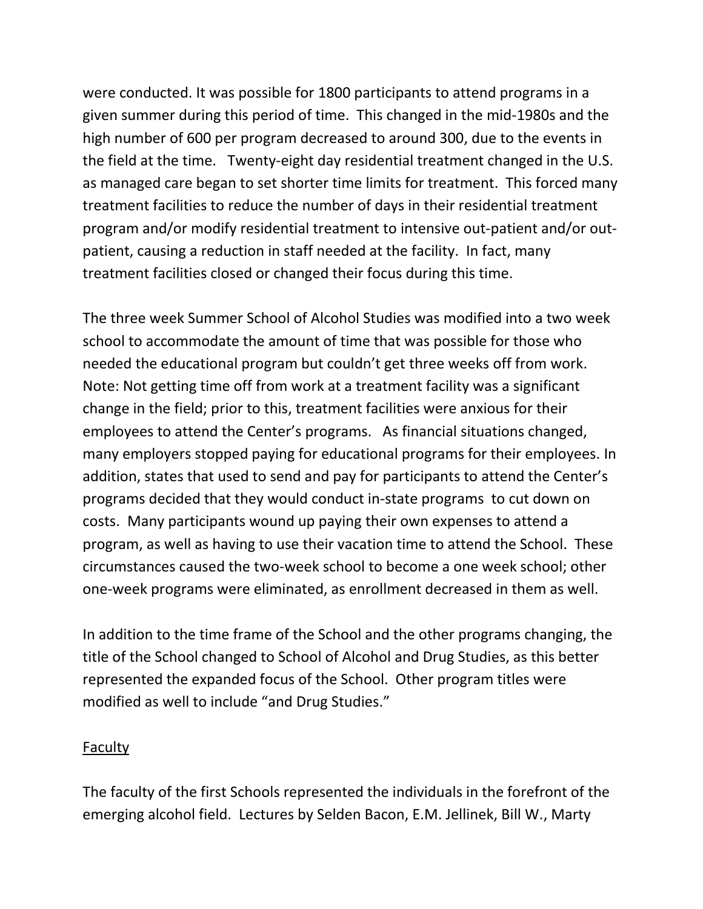were conducted. It was possible for 1800 participants to attend programs in a given summer during this period of time. This changed in the mid-1980s and the high number of 600 per program decreased to around 300, due to the events in the field at the time. Twenty-eight day residential treatment changed in the U.S. as managed care began to set shorter time limits for treatment. This forced many treatment facilities to reduce the number of days in their residential treatment program and/or modify residential treatment to intensive out-patient and/or out-patient, causing a reduction in staff needed at the facility. In fact, many treatment facilities closed or changed their focus during this time.

The three week Summer School of Alcohol Studies was modified into a two week school to accommodate the amount of time that was possible for those who needed the educational program but couldn't get three weeks off from work. Note: Not getting time off from work at a treatment facility was a significant change in the field; prior to this, treatment facilities were anxious for their employees to attend the Center's programs. As financial situations changed, many employers stopped paying for educational programs for their employees. In addition, states that used to send and pay for participants to attend the Center's programs decided that they would conduct in-state programs to cut down on costs. Many participants wound up paying their own expenses to attend a program, as well as having to use their vacation time to attend the School. These circumstances caused the two-week school to become a one week school; other one-week programs were eliminated, as enrollment decreased in them as well.

In addition to the time frame of the School and the other programs changing, the title of the School changed to School of Alcohol and Drug Studies, as this better represented the expanded focus of the School. Other program titles were modified as well to include "and Drug Studies."

<u>Faculty</u>

The faculty of the first Schools represented the individuals in the forefront of the emerging alcohol field. Lectures by Selden Bacon, E.M. Jellinek, Bill W., Marty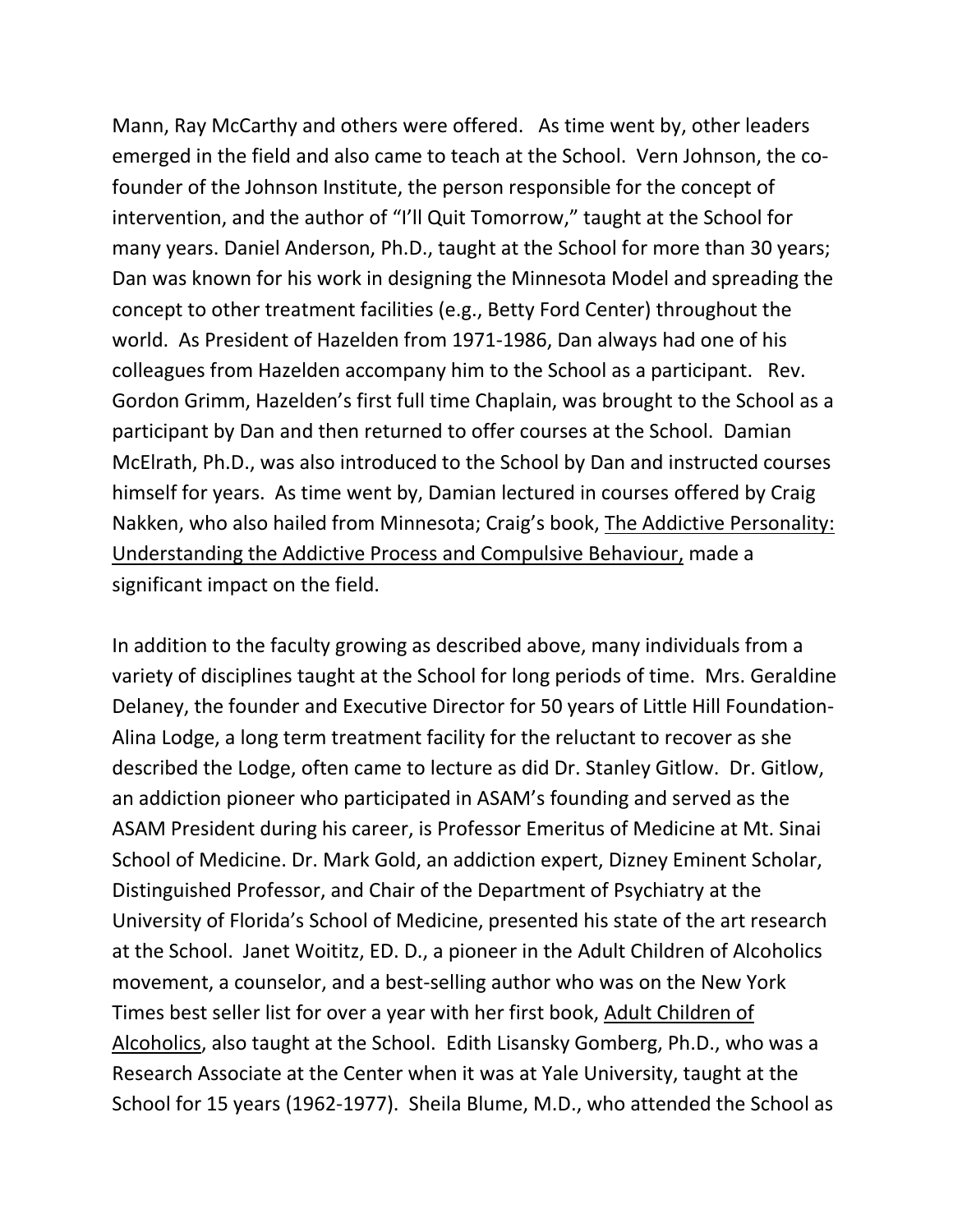Mann, Ray McCarthy and others were offered. As time went by, other leaders emerged in the field and also came to teach at the School. Vern Johnson, the co-founder of the Johnson Institute, the person responsible for the concept of intervention, and the author of "I'll Quit Tomorrow," taught at the School for many years. Daniel Anderson, Ph.D., taught at the School for more than 30 years; Dan was known for his work in designing the Minnesota Model and spreading the concept to other treatment facilities (e.g., Betty Ford Center) throughout the world. As President of Hazelden from 1971-1986, Dan always had one of his colleagues from Hazelden accompany him to the School as a participant. Rev. Gordon Grimm, Hazelden's first full time Chaplain, was brought to the School as a participant by Dan and then returned to offer courses at the School. Damian McElrath, Ph.D., was also introduced to the School by Dan and instructed courses himself for years. As time went by, Damian lectured in courses offered by Craig Nakken, who also hailed from Minnesota; Craig's book, <u>The Addictive Personality: Understanding the Addictive Process and Compulsive Behaviour,</u> made a significant impact on the field.

In addition to the faculty growing as described above, many individuals from a variety of disciplines taught at the School for long periods of time. Mrs. Geraldine Delaney, the founder and Executive Director for 50 years of Little Hill Foundation-Alina Lodge, a long term treatment facility for the reluctant to recover as she described the Lodge, often came to lecture as did Dr. Stanley Gitlow. Dr. Gitlow, an addiction pioneer who participated in ASAM's founding and served as the ASAM President during his career, is Professor Emeritus of Medicine at Mt. Sinai School of Medicine. Dr. Mark Gold, an addiction expert, Dizney Eminent Scholar, Distinguished Professor, and Chair of the Department of Psychiatry at the University of Florida's School of Medicine, presented his state of the art research at the School. Janet Woititz, ED. D., a pioneer in the Adult Children of Alcoholics movement, a counselor, and a best-selling author who was on the New York Times best seller list for over a year with her first book, <u>Adult Children of Alcoholics</u>, also taught at the School. Edith Lisansky Gomberg, Ph.D., who was a Research Associate at the Center when it was at Yale University, taught at the School for 15 years (1962-1977). Sheila Blume, M.D., who attended the School as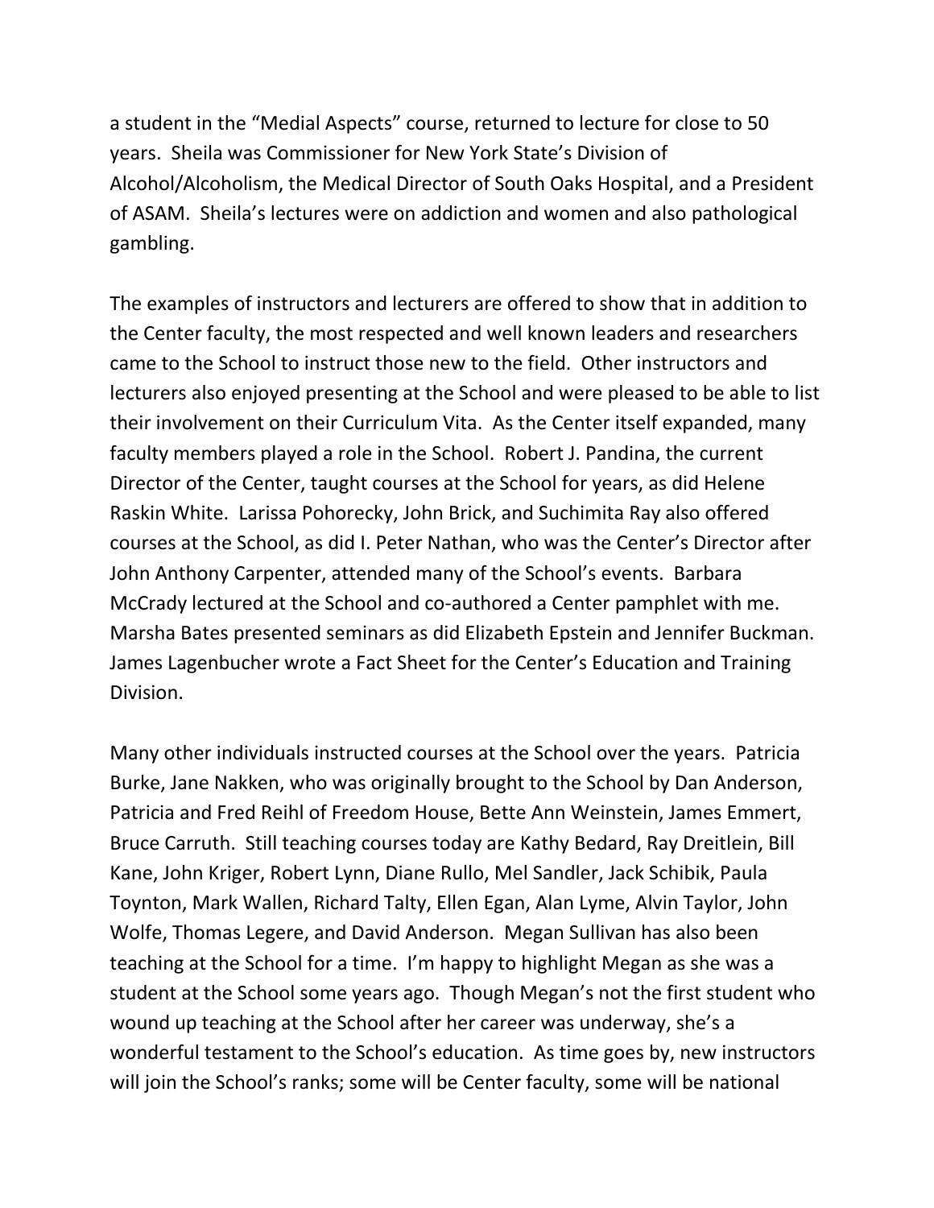a student in the "Medial Aspects" course, returned to lecture for close to 50 years. Sheila was Commissioner for New York State's Division of Alcohol/Alcoholism, the Medical Director of South Oaks Hospital, and a President of ASAM. Sheila's lectures were on addiction and women and also pathological gambling.

The examples of instructors and lecturers are offered to show that in addition to the Center faculty, the most respected and well known leaders and researchers came to the School to instruct those new to the field. Other instructors and lecturers also enjoyed presenting at the School and were pleased to be able to list their involvement on their Curriculum Vita. As the Center itself expanded, many faculty members played a role in the School. Robert J. Pandina, the current Director of the Center, taught courses at the School for years, as did Helene Raskin White. Larissa Pohorecky, John Brick, and Suchimita Ray also offered courses at the School, as did I. Peter Nathan, who was the Center's Director after John Anthony Carpenter, attended many of the School's events. Barbara McCrady lectured at the School and co-authored a Center pamphlet with me. Marsha Bates presented seminars as did Elizabeth Epstein and Jennifer Buckman. James Lagenbucher wrote a Fact Sheet for the Center's Education and Training Division.

Many other individuals instructed courses at the School over the years. Patricia Burke, Jane Nakken, who was originally brought to the School by Dan Anderson, Patricia and Fred Reihl of Freedom House, Bette Ann Weinstein, James Emmert, Bruce Carruth. Still teaching courses today are Kathy Bedard, Ray Dreitlein, Bill Kane, John Kriger, Robert Lynn, Diane Rullo, Mel Sandler, Jack Schibik, Paula Toynton, Mark Wallen, Richard Talty, Ellen Egan, Alan Lyme, Alvin Taylor, John Wolfe, Thomas Legere, and David Anderson. Megan Sullivan has also been teaching at the School for a time. I'm happy to highlight Megan as she was a student at the School some years ago. Though Megan's not the first student who wound up teaching at the School after her career was underway, she's a wonderful testament to the School's education. As time goes by, new instructors will join the School's ranks; some will be Center faculty, some will be national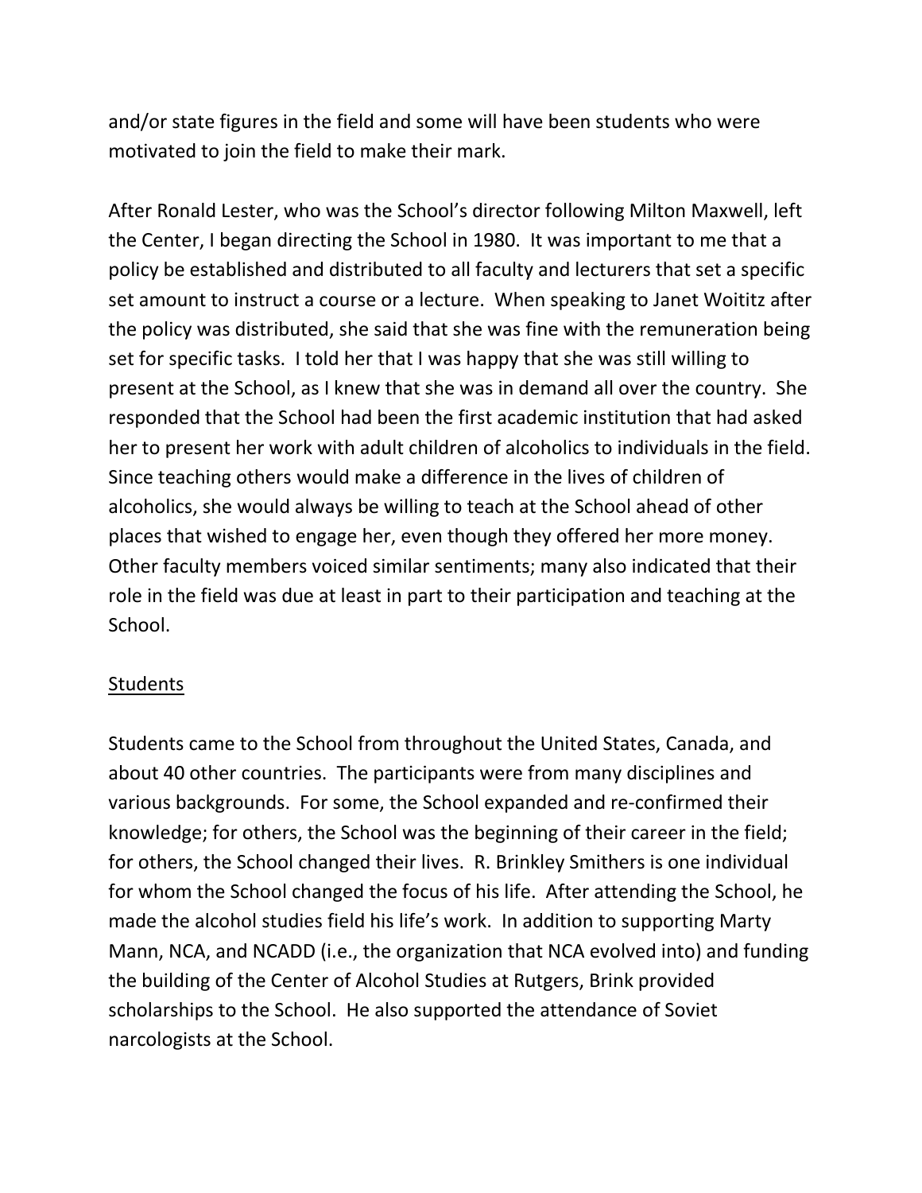and/or state figures in the field and some will have been students who were motivated to join the field to make their mark.

After Ronald Lester, who was the School's director following Milton Maxwell, left the Center, I began directing the School in 1980. It was important to me that a policy be established and distributed to all faculty and lecturers that set a specific set amount to instruct a course or a lecture. When speaking to Janet Woititz after the policy was distributed, she said that she was fine with the remuneration being set for specific tasks. I told her that I was happy that she was still willing to present at the School, as I knew that she was in demand all over the country. She responded that the School had been the first academic institution that had asked her to present her work with adult children of alcoholics to individuals in the field. Since teaching others would make a difference in the lives of children of alcoholics, she would always be willing to teach at the School ahead of other places that wished to engage her, even though they offered her more money. Other faculty members voiced similar sentiments; many also indicated that their role in the field was due at least in part to their participation and teaching at the School.

## Students

Students came to the School from throughout the United States, Canada, and about 40 other countries. The participants were from many disciplines and various backgrounds. For some, the School expanded and re-confirmed their knowledge; for others, the School was the beginning of their career in the field; for others, the School changed their lives. R. Brinkley Smithers is one individual for whom the School changed the focus of his life. After attending the School, he made the alcohol studies field his life's work. In addition to supporting Marty Mann, NCA, and NCADD (i.e., the organization that NCA evolved into) and funding the building of the Center of Alcohol Studies at Rutgers, Brink provided scholarships to the School. He also supported the attendance of Soviet narcologists at the School.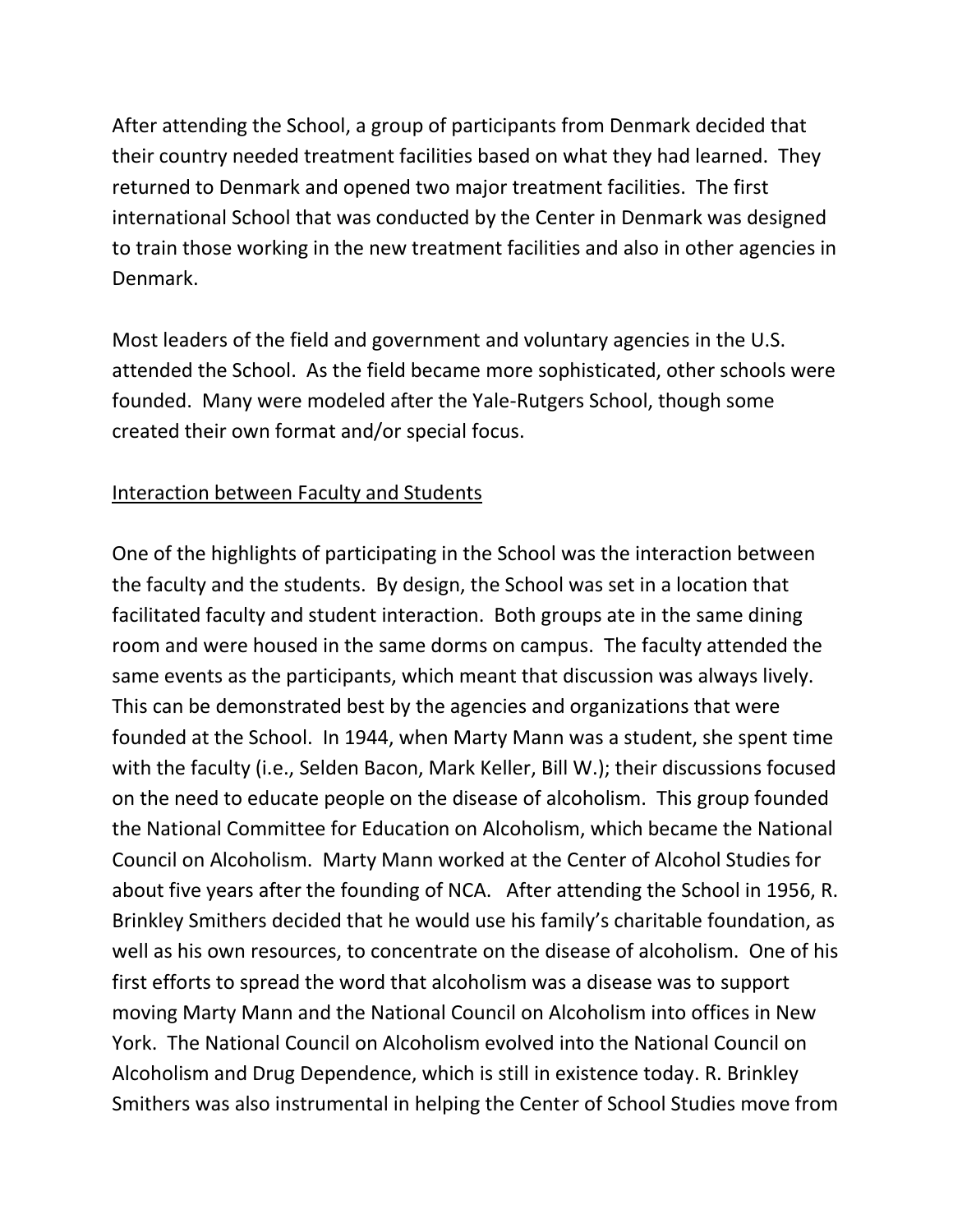After attending the School, a group of participants from Denmark decided that their country needed treatment facilities based on what they had learned. They returned to Denmark and opened two major treatment facilities. The first international School that was conducted by the Center in Denmark was designed to train those working in the new treatment facilities and also in other agencies in Denmark.

Most leaders of the field and government and voluntary agencies in the U.S. attended the School. As the field became more sophisticated, other schools were founded. Many were modeled after the Yale-Rutgers School, though some created their own format and/or special focus.

<u>Interaction between Faculty and Students</u>

One of the highlights of participating in the School was the interaction between the faculty and the students. By design, the School was set in a location that facilitated faculty and student interaction. Both groups ate in the same dining room and were housed in the same dorms on campus. The faculty attended the same events as the participants, which meant that discussion was always lively. This can be demonstrated best by the agencies and organizations that were founded at the School. In 1944, when Marty Mann was a student, she spent time with the faculty (i.e., Selden Bacon, Mark Keller, Bill W.); their discussions focused on the need to educate people on the disease of alcoholism. This group founded the National Committee for Education on Alcoholism, which became the National Council on Alcoholism. Marty Mann worked at the Center of Alcohol Studies for about five years after the founding of NCA. After attending the School in 1956, R. Brinkley Smithers decided that he would use his family's charitable foundation, as well as his own resources, to concentrate on the disease of alcoholism. One of his first efforts to spread the word that alcoholism was a disease was to support moving Marty Mann and the National Council on Alcoholism into offices in New York. The National Council on Alcoholism evolved into the National Council on Alcoholism and Drug Dependence, which is still in existence today. R. Brinkley Smithers was also instrumental in helping the Center of School Studies move from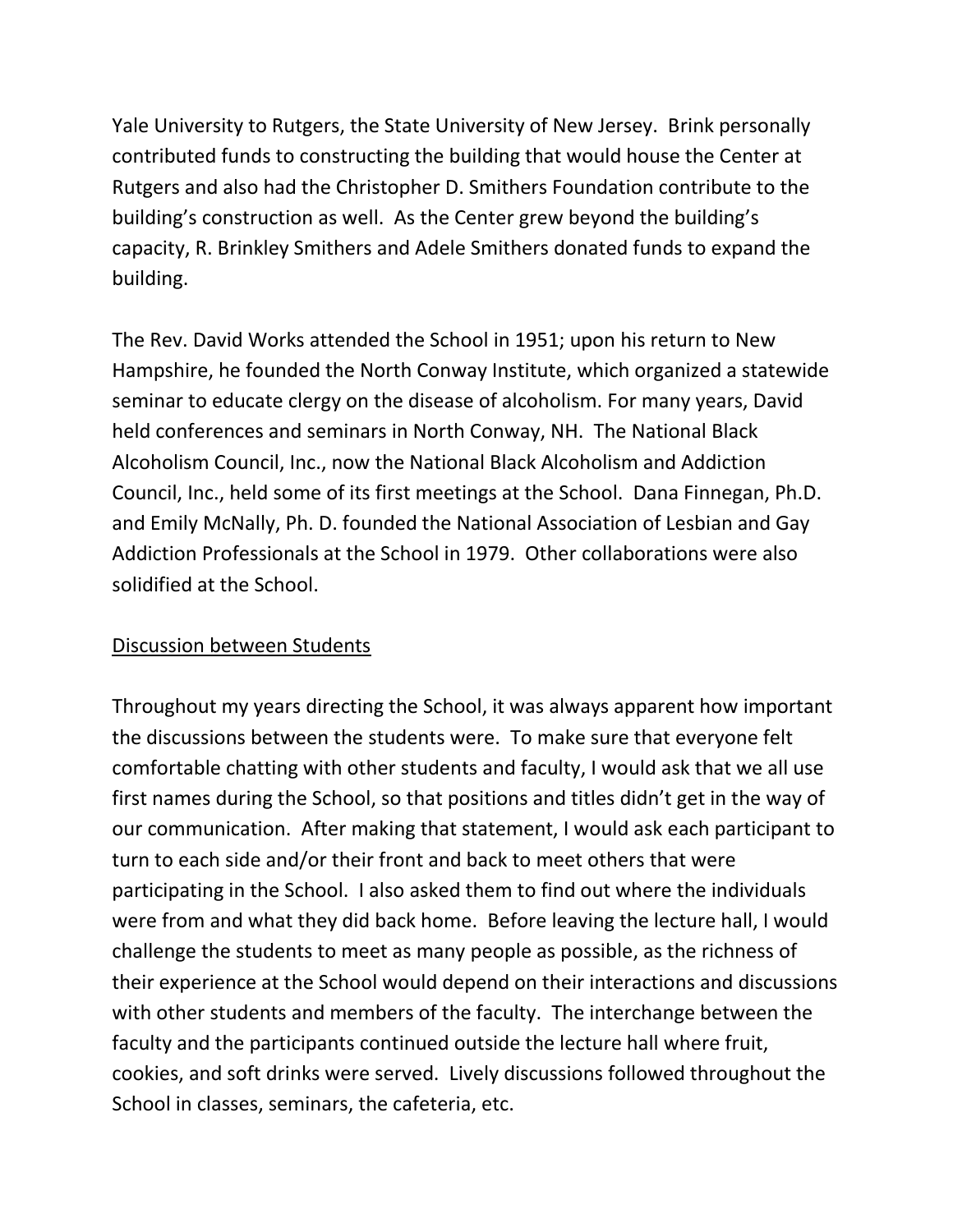Yale University to Rutgers, the State University of New Jersey. Brink personally contributed funds to constructing the building that would house the Center at Rutgers and also had the Christopher D. Smithers Foundation contribute to the building's construction as well. As the Center grew beyond the building's capacity, R. Brinkley Smithers and Adele Smithers donated funds to expand the building.

The Rev. David Works attended the School in 1951; upon his return to New Hampshire, he founded the North Conway Institute, which organized a statewide seminar to educate clergy on the disease of alcoholism. For many years, David held conferences and seminars in North Conway, NH. The National Black Alcoholism Council, Inc., now the National Black Alcoholism and Addiction Council, Inc., held some of its first meetings at the School. Dana Finnegan, Ph.D. and Emily McNally, Ph. D. founded the National Association of Lesbian and Gay Addiction Professionals at the School in 1979. Other collaborations were also solidified at the School.

<u>Discussion between Students</u>

Throughout my years directing the School, it was always apparent how important the discussions between the students were. To make sure that everyone felt comfortable chatting with other students and faculty, I would ask that we all use first names during the School, so that positions and titles didn't get in the way of our communication. After making that statement, I would ask each participant to turn to each side and/or their front and back to meet others that were participating in the School. I also asked them to find out where the individuals were from and what they did back home. Before leaving the lecture hall, I would challenge the students to meet as many people as possible, as the richness of their experience at the School would depend on their interactions and discussions with other students and members of the faculty. The interchange between the faculty and the participants continued outside the lecture hall where fruit, cookies, and soft drinks were served. Lively discussions followed throughout the School in classes, seminars, the cafeteria, etc.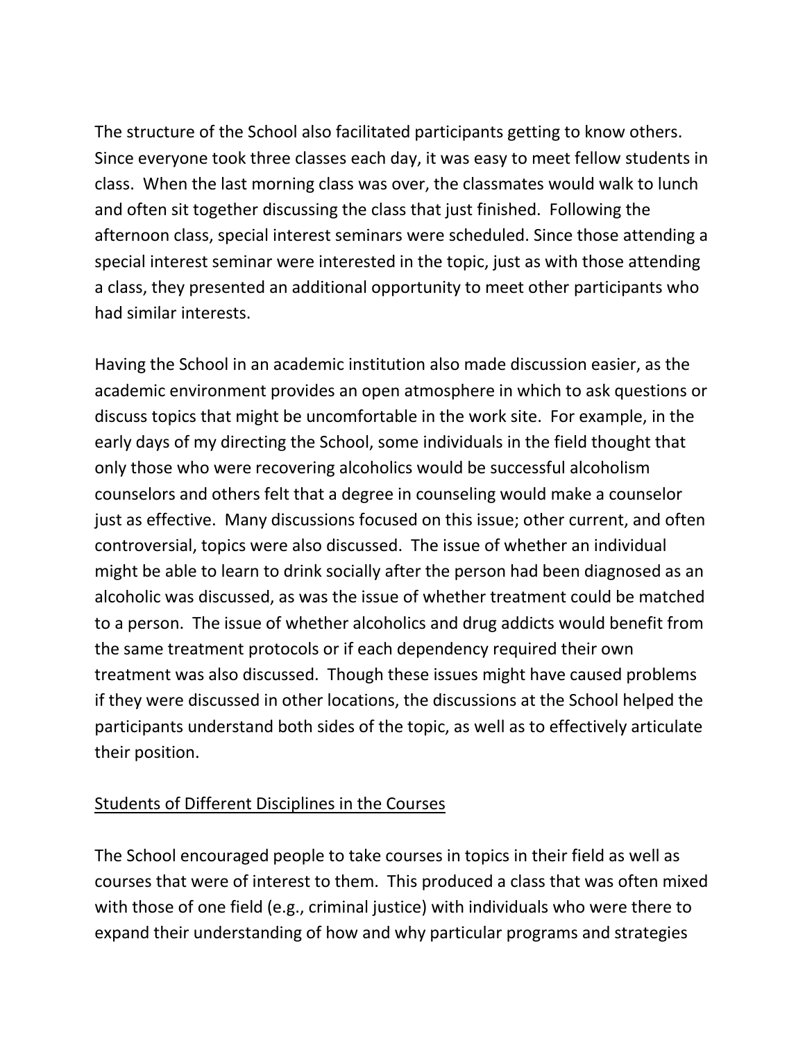The structure of the School also facilitated participants getting to know others. Since everyone took three classes each day, it was easy to meet fellow students in class. When the last morning class was over, the classmates would walk to lunch and often sit together discussing the class that just finished. Following the afternoon class, special interest seminars were scheduled. Since those attending a special interest seminar were interested in the topic, just as with those attending a class, they presented an additional opportunity to meet other participants who had similar interests.

Having the School in an academic institution also made discussion easier, as the academic environment provides an open atmosphere in which to ask questions or discuss topics that might be uncomfortable in the work site. For example, in the early days of my directing the School, some individuals in the field thought that only those who were recovering alcoholics would be successful alcoholism counselors and others felt that a degree in counseling would make a counselor just as effective. Many discussions focused on this issue; other current, and often controversial, topics were also discussed. The issue of whether an individual might be able to learn to drink socially after the person had been diagnosed as an alcoholic was discussed, as was the issue of whether treatment could be matched to a person. The issue of whether alcoholics and drug addicts would benefit from the same treatment protocols or if each dependency required their own treatment was also discussed. Though these issues might have caused problems if they were discussed in other locations, the discussions at the School helped the participants understand both sides of the topic, as well as to effectively articulate their position.

<u>Students of Different Disciplines in the Courses</u>

The School encouraged people to take courses in topics in their field as well as courses that were of interest to them. This produced a class that was often mixed with those of one field (e.g., criminal justice) with individuals who were there to expand their understanding of how and why particular programs and strategies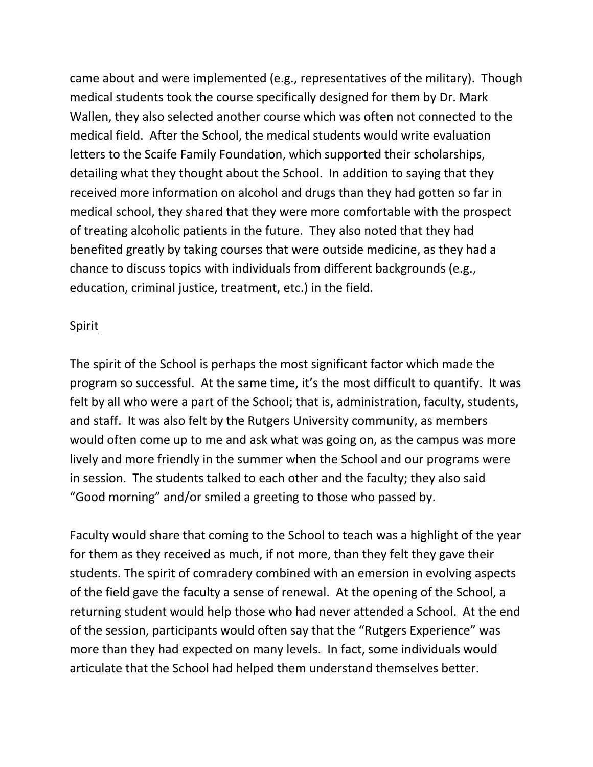came about and were implemented (e.g., representatives of the military). Though medical students took the course specifically designed for them by Dr. Mark Wallen, they also selected another course which was often not connected to the medical field. After the School, the medical students would write evaluation letters to the Scaife Family Foundation, which supported their scholarships, detailing what they thought about the School. In addition to saying that they received more information on alcohol and drugs than they had gotten so far in medical school, they shared that they were more comfortable with the prospect of treating alcoholic patients in the future. They also noted that they had benefited greatly by taking courses that were outside medicine, as they had a chance to discuss topics with individuals from different backgrounds (e.g., education, criminal justice, treatment, etc.) in the field.

<u>Spirit</u>

The spirit of the School is perhaps the most significant factor which made the program so successful. At the same time, it's the most difficult to quantify. It was felt by all who were a part of the School; that is, administration, faculty, students, and staff. It was also felt by the Rutgers University community, as members would often come up to me and ask what was going on, as the campus was more lively and more friendly in the summer when the School and our programs were in session. The students talked to each other and the faculty; they also said "Good morning" and/or smiled a greeting to those who passed by.

Faculty would share that coming to the School to teach was a highlight of the year for them as they received as much, if not more, than they felt they gave their students. The spirit of comradery combined with an emersion in evolving aspects of the field gave the faculty a sense of renewal. At the opening of the School, a returning student would help those who had never attended a School. At the end of the session, participants would often say that the "Rutgers Experience" was more than they had expected on many levels. In fact, some individuals would articulate that the School had helped them understand themselves better.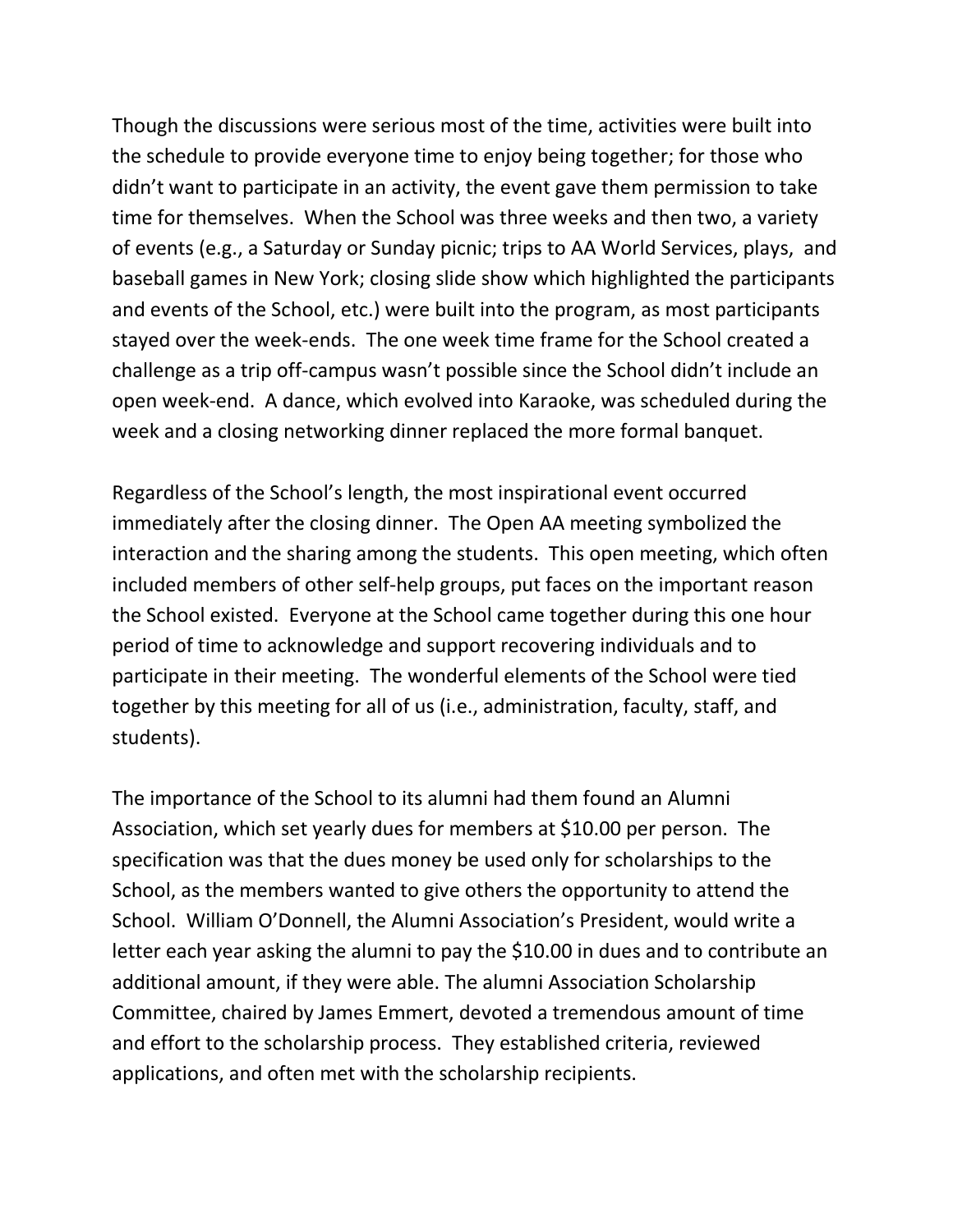Though the discussions were serious most of the time, activities were built into the schedule to provide everyone time to enjoy being together; for those who didn't want to participate in an activity, the event gave them permission to take time for themselves. When the School was three weeks and then two, a variety of events (e.g., a Saturday or Sunday picnic; trips to AA World Services, plays, and baseball games in New York; closing slide show which highlighted the participants and events of the School, etc.) were built into the program, as most participants stayed over the week-ends. The one week time frame for the School created a challenge as a trip off-campus wasn't possible since the School didn't include an open week-end. A dance, which evolved into Karaoke, was scheduled during the week and a closing networking dinner replaced the more formal banquet.

Regardless of the School's length, the most inspirational event occurred immediately after the closing dinner. The Open AA meeting symbolized the interaction and the sharing among the students. This open meeting, which often included members of other self-help groups, put faces on the important reason the School existed. Everyone at the School came together during this one hour period of time to acknowledge and support recovering individuals and to participate in their meeting. The wonderful elements of the School were tied together by this meeting for all of us (i.e., administration, faculty, staff, and students).

The importance of the School to its alumni had them found an Alumni Association, which set yearly dues for members at $10.00 per person. The specification was that the dues money be used only for scholarships to the School, as the members wanted to give others the opportunity to attend the School. William O'Donnell, the Alumni Association's President, would write a letter each year asking the alumni to pay the $10.00 in dues and to contribute an additional amount, if they were able. The alumni Association Scholarship Committee, chaired by James Emmert, devoted a tremendous amount of time and effort to the scholarship process. They established criteria, reviewed applications, and often met with the scholarship recipients.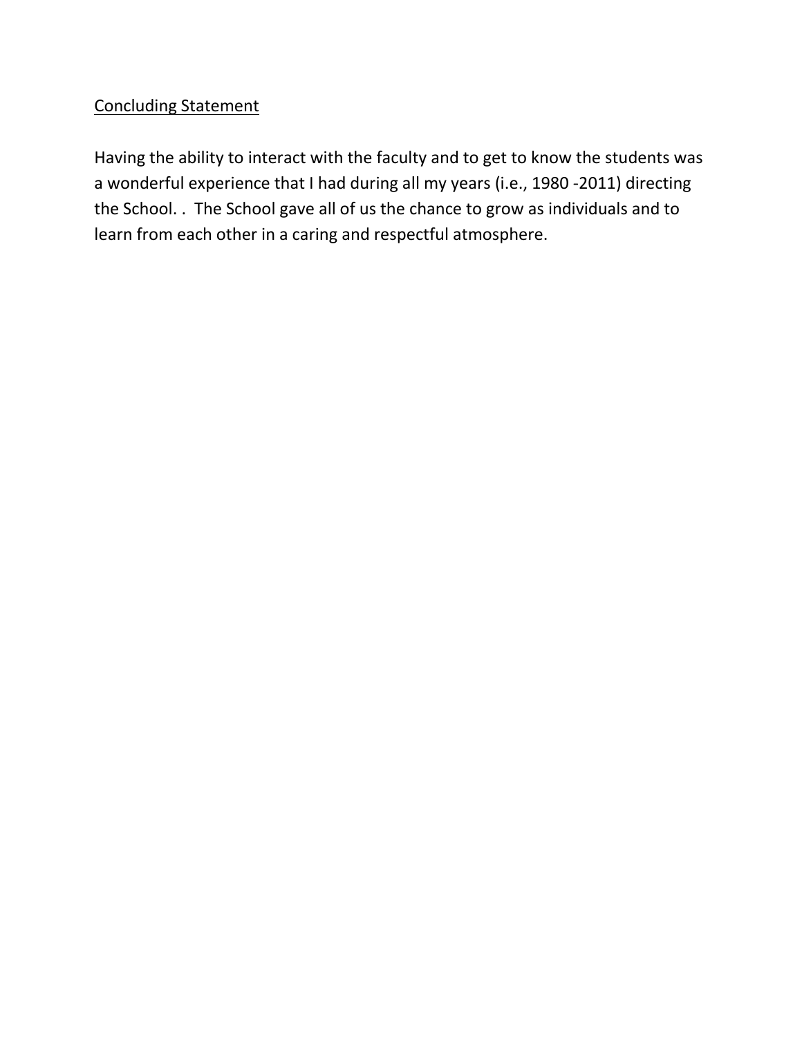Concluding Statement

Having the ability to interact with the faculty and to get to know the students was a wonderful experience that I had during all my years (i.e., 1980 -2011) directing the School. .  The School gave all of us the chance to grow as individuals and to learn from each other in a caring and respectful atmosphere.